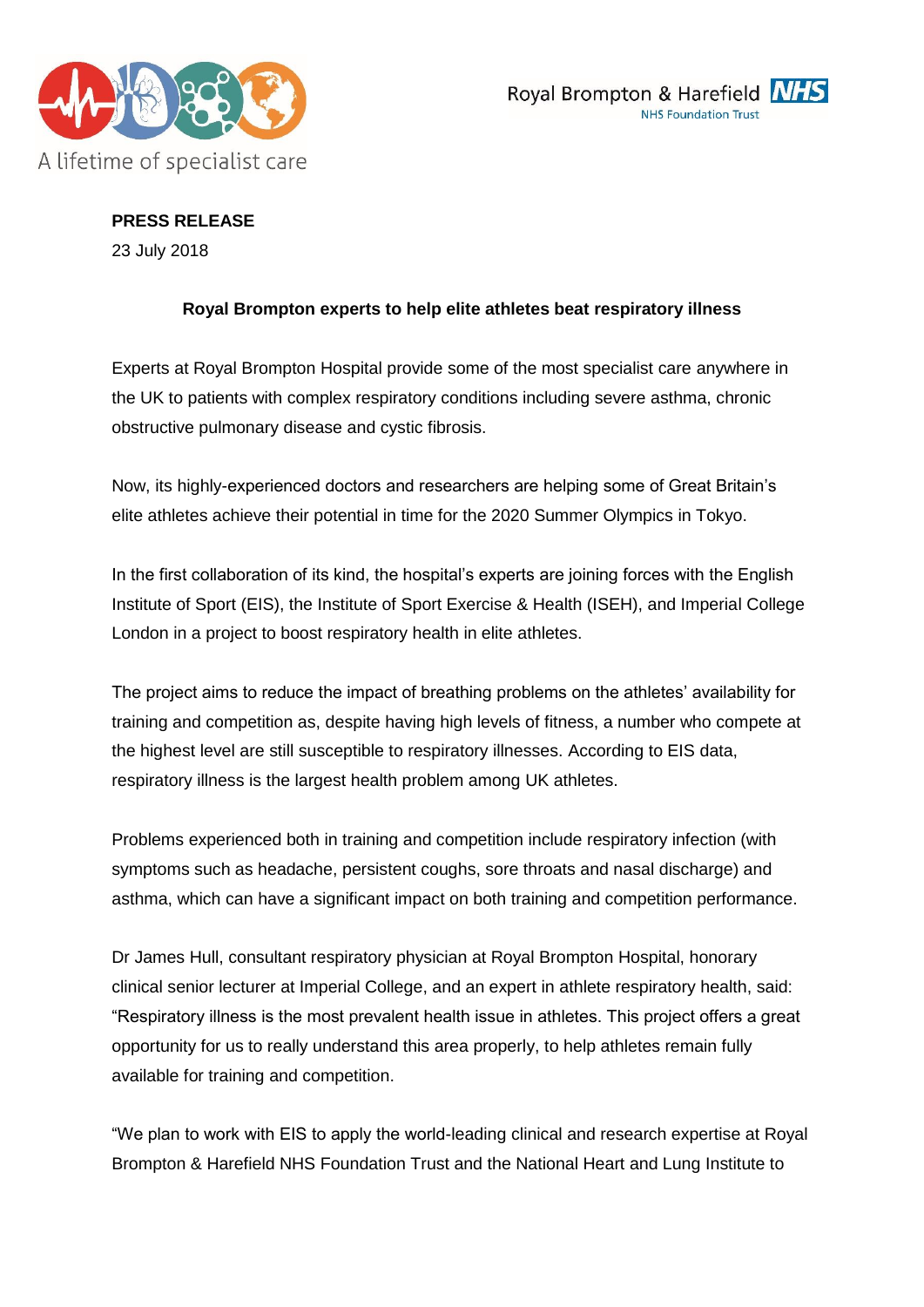A lifetime of specialist care

Royal Brompton & Harefield NHS
NHS Foundation Trust

**PRESS RELEASE**

23 July 2018

**Royal Brompton experts to help elite athletes beat respiratory illness**

Experts at Royal Brompton Hospital provide some of the most specialist care anywhere in the UK to patients with complex respiratory conditions including severe asthma, chronic obstructive pulmonary disease and cystic fibrosis.

Now, its highly-experienced doctors and researchers are helping some of Great Britain's elite athletes achieve their potential in time for the 2020 Summer Olympics in Tokyo.

In the first collaboration of its kind, the hospital's experts are joining forces with the English Institute of Sport (EIS), the Institute of Sport Exercise & Health (ISEH), and Imperial College London in a project to boost respiratory health in elite athletes.

The project aims to reduce the impact of breathing problems on the athletes' availability for training and competition as, despite having high levels of fitness, a number who compete at the highest level are still susceptible to respiratory illnesses. According to EIS data, respiratory illness is the largest health problem among UK athletes.

Problems experienced both in training and competition include respiratory infection (with symptoms such as headache, persistent coughs, sore throats and nasal discharge) and asthma, which can have a significant impact on both training and competition performance.

Dr James Hull, consultant respiratory physician at Royal Brompton Hospital, honorary clinical senior lecturer at Imperial College, and an expert in athlete respiratory health, said: "Respiratory illness is the most prevalent health issue in athletes. This project offers a great opportunity for us to really understand this area properly, to help athletes remain fully available for training and competition.

"We plan to work with EIS to apply the world-leading clinical and research expertise at Royal Brompton & Harefield NHS Foundation Trust and the National Heart and Lung Institute to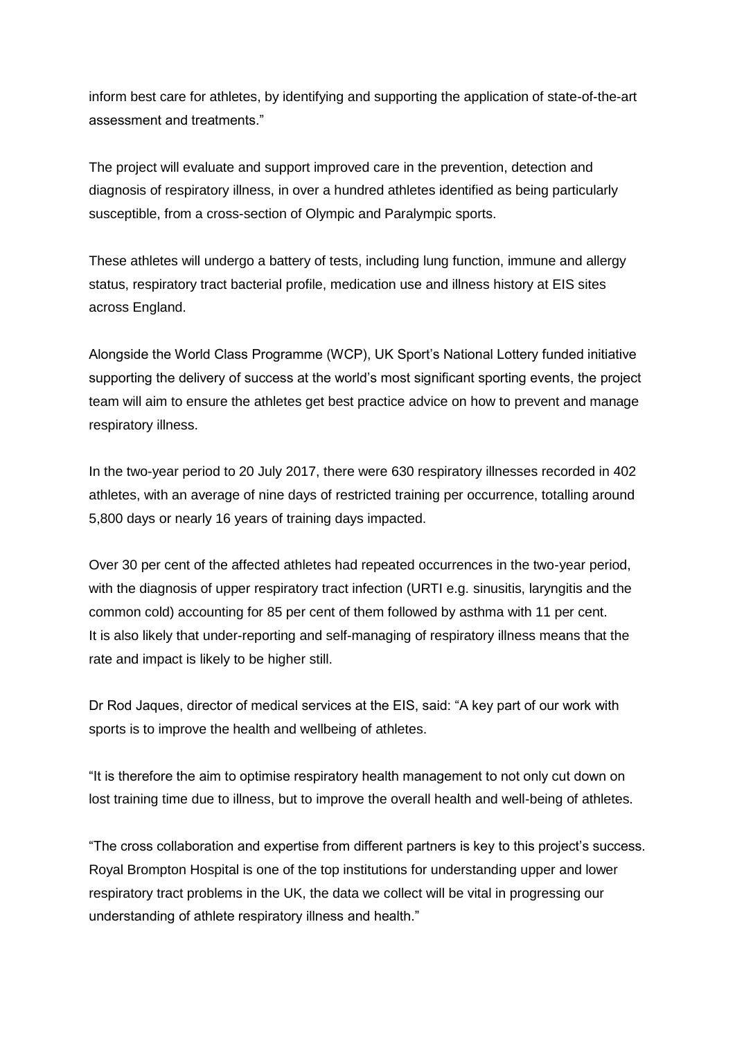inform best care for athletes, by identifying and supporting the application of state-of-the-art assessment and treatments."

The project will evaluate and support improved care in the prevention, detection and diagnosis of respiratory illness, in over a hundred athletes identified as being particularly susceptible, from a cross-section of Olympic and Paralympic sports.

These athletes will undergo a battery of tests, including lung function, immune and allergy status, respiratory tract bacterial profile, medication use and illness history at EIS sites across England.

Alongside the World Class Programme (WCP), UK Sport's National Lottery funded initiative supporting the delivery of success at the world's most significant sporting events, the project team will aim to ensure the athletes get best practice advice on how to prevent and manage respiratory illness.

In the two-year period to 20 July 2017, there were 630 respiratory illnesses recorded in 402 athletes, with an average of nine days of restricted training per occurrence, totalling around 5,800 days or nearly 16 years of training days impacted.

Over 30 per cent of the affected athletes had repeated occurrences in the two-year period, with the diagnosis of upper respiratory tract infection (URTI e.g. sinusitis, laryngitis and the common cold) accounting for 85 per cent of them followed by asthma with 11 per cent. It is also likely that under-reporting and self-managing of respiratory illness means that the rate and impact is likely to be higher still.

Dr Rod Jaques, director of medical services at the EIS, said: "A key part of our work with sports is to improve the health and wellbeing of athletes.

"It is therefore the aim to optimise respiratory health management to not only cut down on lost training time due to illness, but to improve the overall health and well-being of athletes.

"The cross collaboration and expertise from different partners is key to this project's success. Royal Brompton Hospital is one of the top institutions for understanding upper and lower respiratory tract problems in the UK, the data we collect will be vital in progressing our understanding of athlete respiratory illness and health."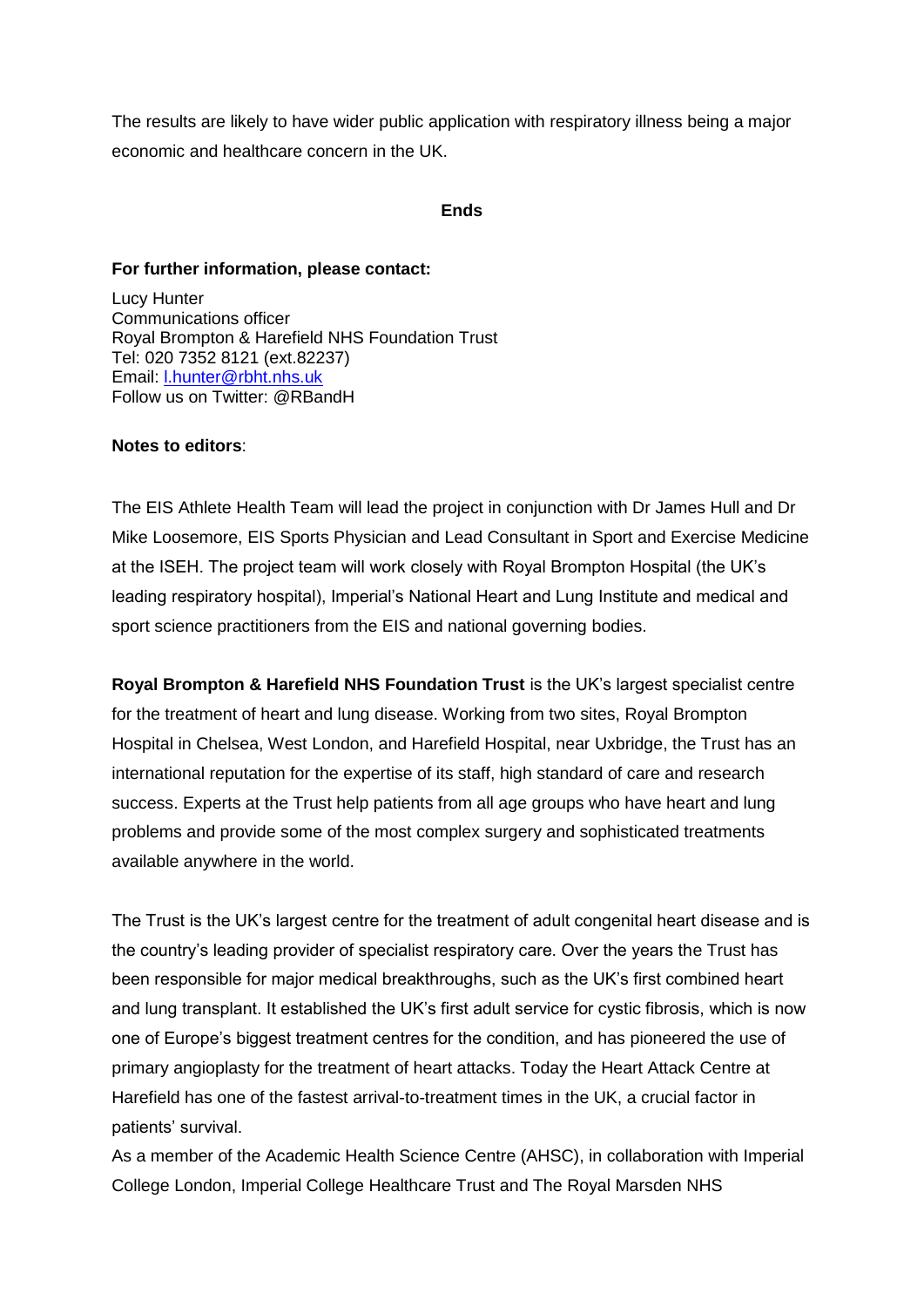The results are likely to have wider public application with respiratory illness being a major economic and healthcare concern in the UK.

**Ends**

**For further information, please contact:**

Lucy Hunter
Communications officer
Royal Brompton & Harefield NHS Foundation Trust
Tel: 020 7352 8121 (ext.82237)
Email: l.hunter@rbht.nhs.uk
Follow us on Twitter: @RBandH

**Notes to editors**:

The EIS Athlete Health Team will lead the project in conjunction with Dr James Hull and Dr Mike Loosemore, EIS Sports Physician and Lead Consultant in Sport and Exercise Medicine at the ISEH. The project team will work closely with Royal Brompton Hospital (the UK's leading respiratory hospital), Imperial's National Heart and Lung Institute and medical and sport science practitioners from the EIS and national governing bodies.

**Royal Brompton & Harefield NHS Foundation Trust** is the UK's largest specialist centre for the treatment of heart and lung disease. Working from two sites, Royal Brompton Hospital in Chelsea, West London, and Harefield Hospital, near Uxbridge, the Trust has an international reputation for the expertise of its staff, high standard of care and research success. Experts at the Trust help patients from all age groups who have heart and lung problems and provide some of the most complex surgery and sophisticated treatments available anywhere in the world.

The Trust is the UK's largest centre for the treatment of adult congenital heart disease and is the country's leading provider of specialist respiratory care. Over the years the Trust has been responsible for major medical breakthroughs, such as the UK's first combined heart and lung transplant. It established the UK's first adult service for cystic fibrosis, which is now one of Europe's biggest treatment centres for the condition, and has pioneered the use of primary angioplasty for the treatment of heart attacks. Today the Heart Attack Centre at Harefield has one of the fastest arrival-to-treatment times in the UK, a crucial factor in patients' survival.

As a member of the Academic Health Science Centre (AHSC), in collaboration with Imperial College London, Imperial College Healthcare Trust and The Royal Marsden NHS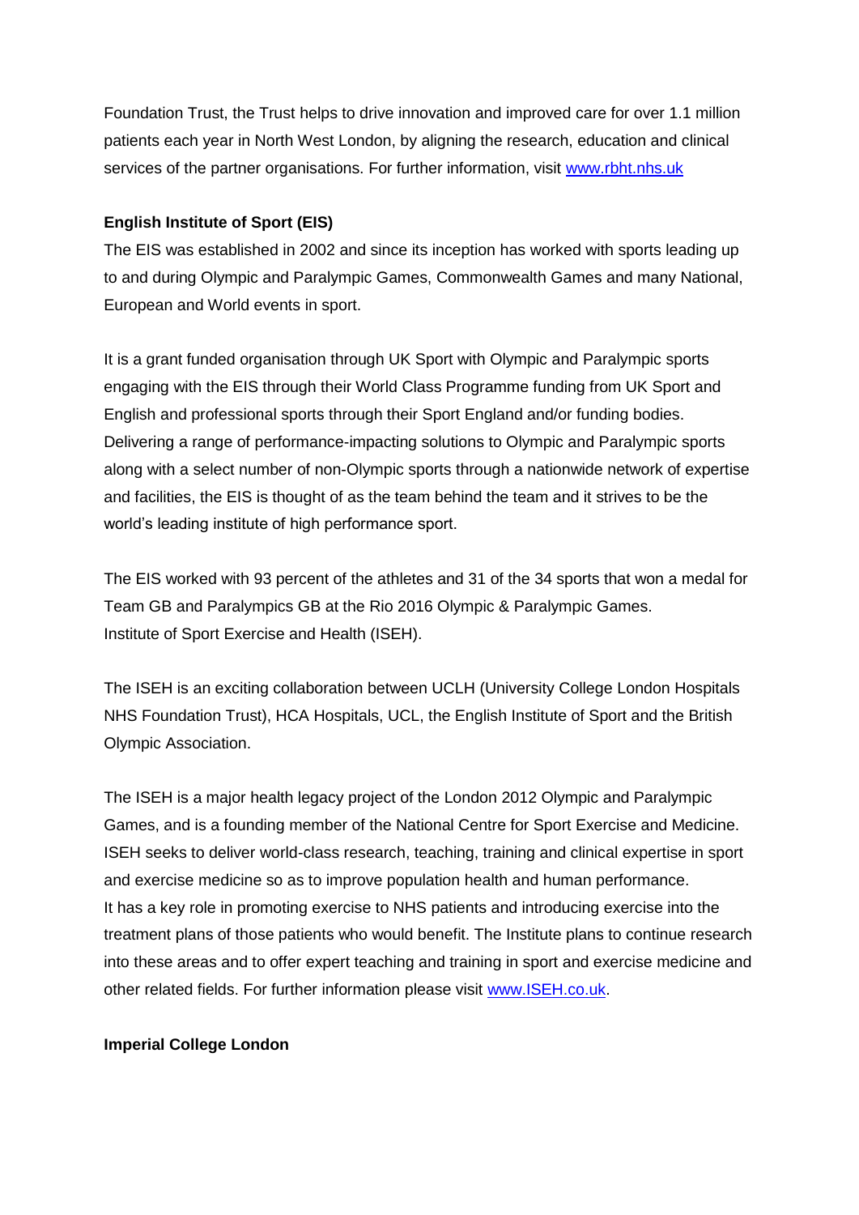Foundation Trust, the Trust helps to drive innovation and improved care for over 1.1 million patients each year in North West London, by aligning the research, education and clinical services of the partner organisations. For further information, visit [www.rbht.nhs.uk](www.rbht.nhs.uk)

**English Institute of Sport (EIS)**

The EIS was established in 2002 and since its inception has worked with sports leading up to and during Olympic and Paralympic Games, Commonwealth Games and many National, European and World events in sport.

It is a grant funded organisation through UK Sport with Olympic and Paralympic sports engaging with the EIS through their World Class Programme funding from UK Sport and English and professional sports through their Sport England and/or funding bodies. Delivering a range of performance-impacting solutions to Olympic and Paralympic sports along with a select number of non-Olympic sports through a nationwide network of expertise and facilities, the EIS is thought of as the team behind the team and it strives to be the world's leading institute of high performance sport.

The EIS worked with 93 percent of the athletes and 31 of the 34 sports that won a medal for Team GB and Paralympics GB at the Rio 2016 Olympic & Paralympic Games.
Institute of Sport Exercise and Health (ISEH).

The ISEH is an exciting collaboration between UCLH (University College London Hospitals NHS Foundation Trust), HCA Hospitals, UCL, the English Institute of Sport and the British Olympic Association.

The ISEH is a major health legacy project of the London 2012 Olympic and Paralympic Games, and is a founding member of the National Centre for Sport Exercise and Medicine. ISEH seeks to deliver world-class research, teaching, training and clinical expertise in sport and exercise medicine so as to improve population health and human performance.
It has a key role in promoting exercise to NHS patients and introducing exercise into the treatment plans of those patients who would benefit. The Institute plans to continue research into these areas and to offer expert teaching and training in sport and exercise medicine and other related fields. For further information please visit [www.ISEH.co.uk](www.ISEH.co.uk).

**Imperial College London**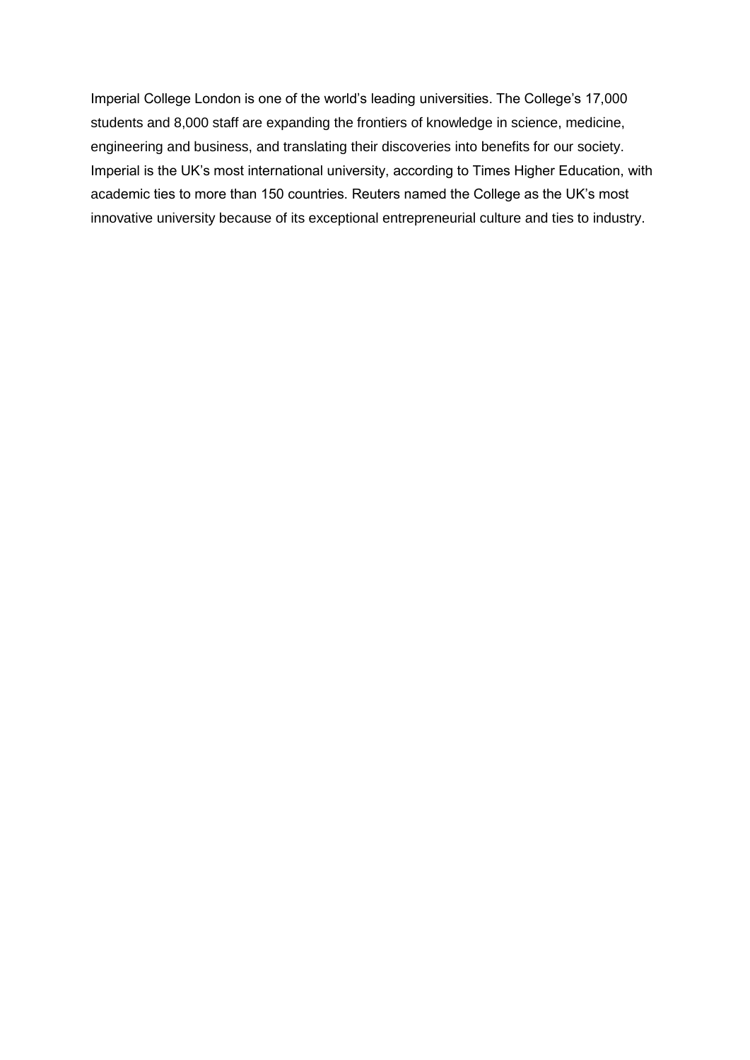Imperial College London is one of the world's leading universities. The College's 17,000 students and 8,000 staff are expanding the frontiers of knowledge in science, medicine, engineering and business, and translating their discoveries into benefits for our society. Imperial is the UK's most international university, according to Times Higher Education, with academic ties to more than 150 countries. Reuters named the College as the UK's most innovative university because of its exceptional entrepreneurial culture and ties to industry.